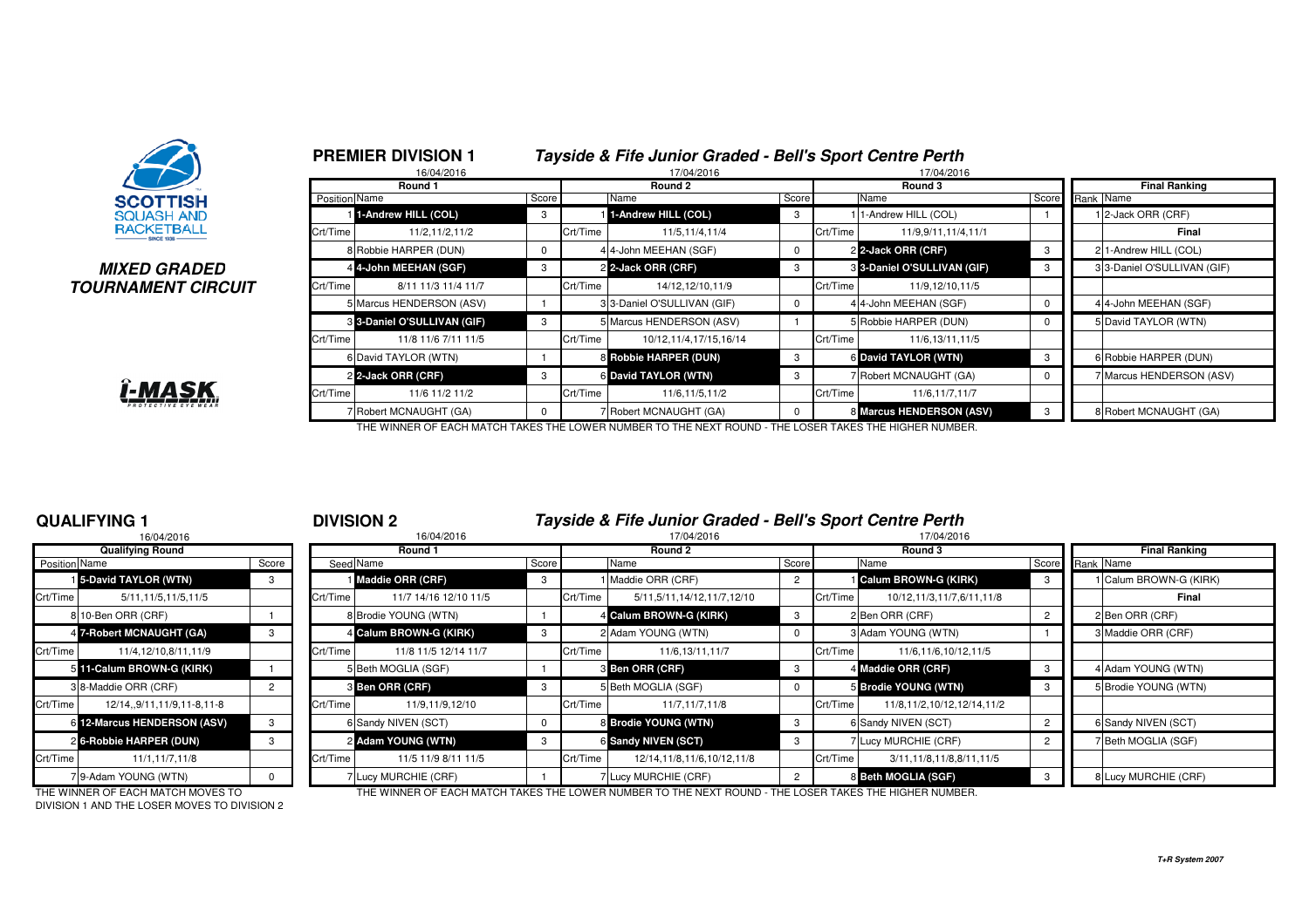**MIXED GRADED TOURNAMENT CIRCUIT**

## PREMIER DIVISION 1

### *Tayside & Fife Junior Graded - Bell's Sport Centre Perth*

| Round 1 (16/04/2016) | | Score | Round 2 (17/04/2016) | | Score | Round 3 (17/04/2016) | | Score | Final Ranking | |
|---|---|---|---|---|---|---|---|---|---|---|
| Position | Name | | | Name | | | Name | | Rank | Name |
| 1 | **1-Andrew HILL (COL)** | 3 | 1 | **1-Andrew HILL (COL)** | 3 | 1 | 1-Andrew HILL (COL) | 1 | 1 | 2-Jack ORR (CRF) |
| Crt/Time | 11/2,11/2,11/2 | | Crt/Time | 11/5,11/4,11/4 | | Crt/Time | 11/9,9/11,11/4,11/1 | | | **Final** |
| 8 | Robbie HARPER (DUN) | 0 | 4 | 4-John MEEHAN (SGF) | 0 | 2 | **2-Jack ORR (CRF)** | 3 | 2 | 1-Andrew HILL (COL) |
| 4 | **4-John MEEHAN (SGF)** | 3 | 2 | **2-Jack ORR (CRF)** | 3 | 3 | **3-Daniel O'SULLIVAN (GIF)** | 3 | 3 | 3-Daniel O'SULLIVAN (GIF) |
| Crt/Time | 8/11 11/3 11/4 11/7 | | Crt/Time | 14/12,12/10,11/9 | | Crt/Time | 11/9,12/10,11/5 | | | |
| 5 | Marcus HENDERSON (ASV) | 1 | 3 | 3-Daniel O'SULLIVAN (GIF) | 0 | 4 | 4-John MEEHAN (SGF) | 0 | 4 | 4-John MEEHAN (SGF) |
| 3 | **3-Daniel O'SULLIVAN (GIF)** | 3 | 5 | Marcus HENDERSON (ASV) | 1 | 5 | Robbie HARPER (DUN) | 0 | 5 | David TAYLOR (WTN) |
| Crt/Time | 11/8 11/6 7/11 11/5 | | Crt/Time | 10/12,11/4,17/15,16/14 | | Crt/Time | 11/6,13/11,11/5 | | | |
| 6 | David TAYLOR (WTN) | 1 | 8 | **Robbie HARPER (DUN)** | 3 | 6 | **David TAYLOR (WTN)** | 3 | 6 | Robbie HARPER (DUN) |
| 2 | **2-Jack ORR (CRF)** | 3 | 6 | **David TAYLOR (WTN)** | 3 | 7 | Robert MCNAUGHT (GA) | 0 | 7 | Marcus HENDERSON (ASV) |
| Crt/Time | 11/6 11/2 11/2 | | Crt/Time | 11/6,11/5,11/2 | | Crt/Time | 11/6,11/7,11/7 | | | |
| 7 | Robert MCNAUGHT (GA) | 0 | 7 | Robert MCNAUGHT (GA) | 0 | 8 | **Marcus HENDERSON (ASV)** | 3 | 8 | Robert MCNAUGHT (GA) |

THE WINNER OF EACH MATCH TAKES THE LOWER NUMBER TO THE NEXT ROUND - THE LOSER TAKES THE HIGHER NUMBER.

## QUALIFYING 1

| Qualifying Round (16/04/2016) | | Score |
|---|---|---|
| Position | Name | |
| 1 | **5-David TAYLOR (WTN)** | 3 |
| Crt/Time | 5/11,11/5,11/5,11/5 | |
| 8 | 10-Ben ORR (CRF) | 1 |
| 4 | **7-Robert MCNAUGHT (GA)** | 3 |
| Crt/Time | 11/4,12/10,8/11,11/9 | |
| 5 | **11-Calum BROWN-G (KIRK)** | 1 |
| 3 | 8-Maddie ORR (CRF) | 2 |
| Crt/Time | 12/14,,9/11,11/9,11-8,11-8 | |
| 6 | **12-Marcus HENDERSON (ASV)** | 3 |
| 2 | **6-Robbie HARPER (DUN)** | 3 |
| Crt/Time | 11/1,11/7,11/8 | |
| 7 | 9-Adam YOUNG (WTN) | 0 |

THE WINNER OF EACH MATCH MOVES TO DIVISION 1 AND THE LOSER MOVES TO DIVISION 2

## DIVISION 2

### *Tayside & Fife Junior Graded - Bell's Sport Centre Perth*

| Round 1 (16/04/2016) | | Score | Round 2 (17/04/2016) | | Score | Round 3 (17/04/2016) | | Score | Final Ranking | |
|---|---|---|---|---|---|---|---|---|---|---|
| Seed | Name | | | Name | | | Name | | Rank | Name |
| 1 | **Maddie ORR (CRF)** | 3 | 1 | Maddie ORR (CRF) | 2 | 1 | **Calum BROWN-G (KIRK)** | 3 | 1 | Calum BROWN-G (KIRK) |
| Crt/Time | 11/7 14/16 12/10 11/5 | | Crt/Time | 5/11,5/11,14/12,11/7,12/10 | | Crt/Time | 10/12,11/3,11/7,6/11,11/8 | | | **Final** |
| 8 | Brodie YOUNG (WTN) | 1 | 4 | **Calum BROWN-G (KIRK)** | 3 | 2 | Ben ORR (CRF) | 2 | 2 | Ben ORR (CRF) |
| 4 | **Calum BROWN-G (KIRK)** | 3 | 2 | Adam YOUNG (WTN) | 0 | 3 | Adam YOUNG (WTN) | 1 | 3 | Maddie ORR (CRF) |
| Crt/Time | 11/8 11/5 12/14 11/7 | | Crt/Time | 11/6,13/11,11/7 | | Crt/Time | 11/6,11/6,10/12,11/5 | | | |
| 5 | Beth MOGLIA (SGF) | 1 | 3 | **Ben ORR (CRF)** | 3 | 4 | **Maddie ORR (CRF)** | 3 | 4 | Adam YOUNG (WTN) |
| 3 | **Ben ORR (CRF)** | 3 | 5 | Beth MOGLIA (SGF) | 0 | 5 | **Brodie YOUNG (WTN)** | 3 | 5 | Brodie YOUNG (WTN) |
| Crt/Time | 11/9,11/9,12/10 | | Crt/Time | 11/7,11/7,11/8 | | Crt/Time | 11/8,11/2,10/12,12/14,11/2 | | | |
| 6 | Sandy NIVEN (SCT) | 0 | 8 | **Brodie YOUNG (WTN)** | 3 | 6 | Sandy NIVEN (SCT) | 2 | 6 | Sandy NIVEN (SCT) |
| 2 | **Adam YOUNG (WTN)** | 3 | 6 | **Sandy NIVEN (SCT)** | 3 | 7 | Lucy MURCHIE (CRF) | 2 | 7 | Beth MOGLIA (SGF) |
| Crt/Time | 11/5 11/9 8/11 11/5 | | Crt/Time | 12/14,11/8,11/6,10/12,11/8 | | Crt/Time | 3/11,11/8,11/8,8/11,11/5 | | | |
| 7 | Lucy MURCHIE (CRF) | 1 | 7 | Lucy MURCHIE (CRF) | 2 | 8 | **Beth MOGLIA (SGF)** | 3 | 8 | Lucy MURCHIE (CRF) |

THE WINNER OF EACH MATCH TAKES THE LOWER NUMBER TO THE NEXT ROUND - THE LOSER TAKES THE HIGHER NUMBER.

*T+R System 2007*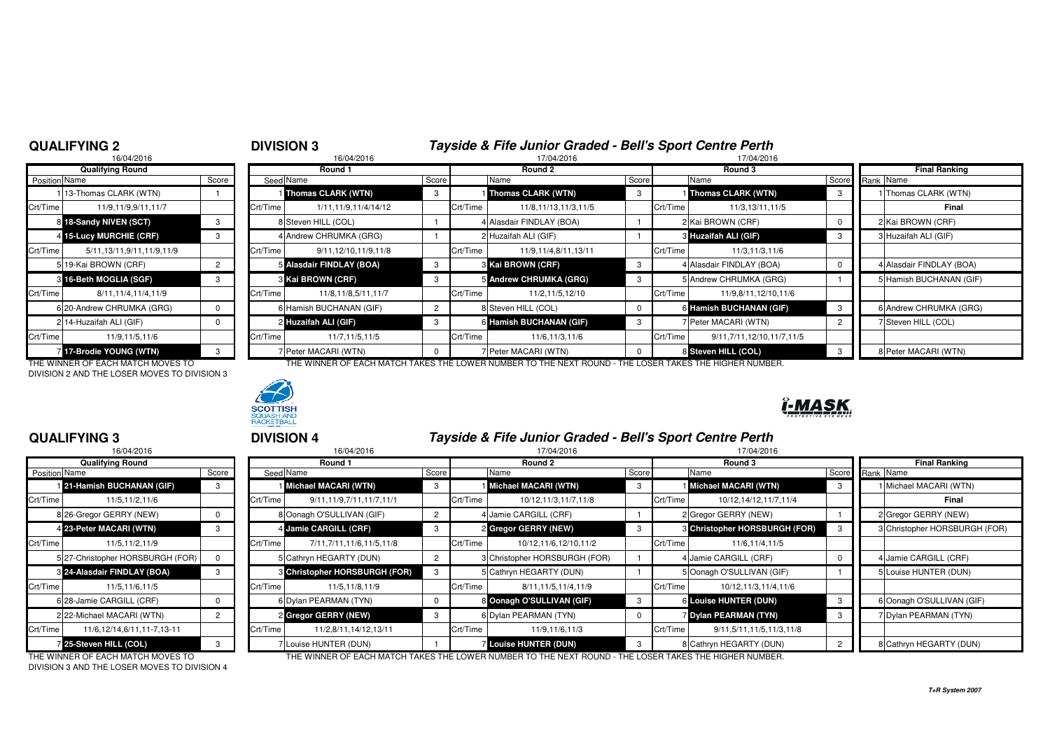## QUALIFYING 2

16/04/2016

| Position | Name | Score |
|---|---|---|
| | **Qualifying Round** | |
| 1 | 13-Thomas CLARK (WTN) | 1 |
| Crt/Time | 11/9,11/9,9/11,11/7 | |
| 8 | **18-Sandy NIVEN (SCT)** | 3 |
| 4 | **15-Lucy MURCHIE (CRF)** | 3 |
| Crt/Time | 5/11,13/11,9/11,11/9,11/9 | |
| 5 | 19-Kai BROWN (CRF) | 2 |
| 3 | **16-Beth MOGLIA (SGF)** | 3 |
| Crt/Time | 8/11,11/4,11/4,11/9 | |
| 6 | 20-Andrew CHRUMKA (GRG) | 0 |
| 2 | 14-Huzaifah ALI (GIF) | 0 |
| Crt/Time | 11/9,11/5,11/6 | |
| 7 | **17-Brodie YOUNG (WTN)** | 3 |

THE WINNER OF EACH MATCH MOVES TO DIVISION 2 AND THE LOSER MOVES TO DIVISION 3

## DIVISION 3

### Tayside & Fife Junior Graded - Bell's Sport Centre Perth

| Seed | Round 1 (16/04/2016) | Score | | Round 2 (17/04/2016) | Score | | Round 3 (17/04/2016) | Score |
|---|---|---|---|---|---|---|---|---|
| 1 | **Thomas CLARK (WTN)** | 3 | 1 | **Thomas CLARK (WTN)** | 3 | 1 | **Thomas CLARK (WTN)** | 3 |
| Crt/Time | 1/11,11/9,11/4/14/12 | | Crt/Time | 11/8,11/13,11/3,11/5 | | Crt/Time | 11/3,13/11,11/5 | |
| 8 | Steven HILL (COL) | 1 | 4 | Alasdair FINDLAY (BOA) | 1 | 2 | Kai BROWN (CRF) | 0 |
| 4 | Andrew CHRUMKA (GRG) | 1 | 2 | Huzaifah ALI (GIF) | 1 | 3 | **Huzaifah ALI (GIF)** | 3 |
| Crt/Time | 9/11,12/10,11/9,11/8 | | Crt/Time | 11/9,11/4,8/11,13/11 | | Crt/Time | 11/3,11/3,11/6 | |
| 5 | **Alasdair FINDLAY (BOA)** | 3 | 3 | **Kai BROWN (CRF)** | 3 | 4 | Alasdair FINDLAY (BOA) | 0 |
| 3 | **Kai BROWN (CRF)** | 3 | 5 | **Andrew CHRUMKA (GRG)** | 3 | 5 | Andrew CHRUMKA (GRG) | 1 |
| Crt/Time | 11/8,11/8,5/11,11/7 | | Crt/Time | 11/2,11/5,12/10 | | Crt/Time | 11/9,8/11,12/10,11/6 | |
| 6 | Hamish BUCHANAN (GIF) | 2 | 8 | Steven HILL (COL) | 0 | 6 | **Hamish BUCHANAN (GIF)** | 3 |
| 2 | **Huzaifah ALI (GIF)** | 3 | 6 | **Hamish BUCHANAN (GIF)** | 3 | 7 | Peter MACARI (WTN) | 2 |
| Crt/Time | 11/7,11/5,11/5 | | Crt/Time | 11/6,11/3,11/6 | | Crt/Time | 9/11,7/11,12/10,11/7,11/5 | |
| 7 | Peter MACARI (WTN) | 0 | 7 | Peter MACARI (WTN) | 0 | 8 | **Steven HILL (COL)** | 3 |

| Rank | Final Ranking |
|---|---|
| 1 | Thomas CLARK (WTN) |
| | **Final** |
| 2 | Kai BROWN (CRF) |
| 3 | Huzaifah ALI (GIF) |
| 4 | Alasdair FINDLAY (BOA) |
| 5 | Hamish BUCHANAN (GIF) |
| 6 | Andrew CHRUMKA (GRG) |
| 7 | Steven HILL (COL) |
| 8 | Peter MACARI (WTN) |

THE WINNER OF EACH MATCH TAKES THE LOWER NUMBER TO THE NEXT ROUND - THE LOSER TAKES THE HIGHER NUMBER.

## QUALIFYING 3

16/04/2016

| Position | Name | Score |
|---|---|---|
| | **Qualifying Round** | |
| 1 | **21-Hamish BUCHANAN (GIF)** | 3 |
| Crt/Time | 11/5,11/2,11/6 | |
| 8 | 26-Gregor GERRY (NEW) | 0 |
| 4 | **23-Peter MACARI (WTN)** | 3 |
| Crt/Time | 11/5,11/2,11/9 | |
| 5 | 27-Christopher HORSBURGH (FOR) | 0 |
| 3 | **24-Alasdair FINDLAY (BOA)** | 3 |
| Crt/Time | 11/5,11/6,11/5 | |
| 6 | 28-Jamie CARGILL (CRF) | 0 |
| 2 | 22-Michael MACARI (WTN) | 2 |
| Crt/Time | 11/6,12/14,6/11,11-7,13-11 | |
| 7 | **25-Steven HILL (COL)** | 3 |

THE WINNER OF EACH MATCH MOVES TO DIVISION 3 AND THE LOSER MOVES TO DIVISION 4

## DIVISION 4

### Tayside & Fife Junior Graded - Bell's Sport Centre Perth

| Seed | Round 1 (16/04/2016) | Score | | Round 2 (17/04/2016) | Score | | Round 3 (17/04/2016) | Score |
|---|---|---|---|---|---|---|---|---|
| 1 | **Michael MACARI (WTN)** | 3 | 1 | **Michael MACARI (WTN)** | 3 | 1 | **Michael MACARI (WTN)** | 3 |
| Crt/Time | 9/11,11/9,7/11,11/7,11/1 | | Crt/Time | 10/12,11/3,11/7,11/8 | | Crt/Time | 10/12,14/12,11/7,11/4 | |
| 8 | Oonagh O'SULLIVAN (GIF) | 2 | 4 | Jamie CARGILL (CRF) | 1 | 2 | Gregor GERRY (NEW) | 1 |
| 4 | **Jamie CARGILL (CRF)** | 3 | 2 | **Gregor GERRY (NEW)** | 3 | 3 | **Christopher HORSBURGH (FOR)** | 3 |
| Crt/Time | 7/11,7/11,11/6,11/5,11/8 | | Crt/Time | 10/12,11/6,12/10,11/2 | | Crt/Time | 11/6,11/4,11/5 | |
| 5 | Cathryn HEGARTY (DUN) | 2 | 3 | Christopher HORSBURGH (FOR) | 1 | 4 | Jamie CARGILL (CRF) | 0 |
| 3 | **Christopher HORSBURGH (FOR)** | 3 | 5 | Cathryn HEGARTY (DUN) | 1 | 5 | Oonagh O'SULLIVAN (GIF) | 1 |
| Crt/Time | 11/5,11/8,11/9 | | Crt/Time | 8/11,11/5,11/4,11/9 | | Crt/Time | 10/12,11/3,11/4,11/6 | |
| 6 | Dylan PEARMAN (TYN) | 0 | 8 | **Oonagh O'SULLIVAN (GIF)** | 3 | 6 | **Louise HUNTER (DUN)** | 3 |
| 2 | **Gregor GERRY (NEW)** | 3 | 6 | Dylan PEARMAN (TYN) | 0 | 7 | **Dylan PEARMAN (TYN)** | 3 |
| Crt/Time | 11/2,8/11,14/12,13/11 | | Crt/Time | 11/9,11/6,11/3 | | Crt/Time | 9/11,5/11,11/5,11/3,11/8 | |
| 7 | Louise HUNTER (DUN) | 1 | 7 | **Louise HUNTER (DUN)** | 3 | 8 | Cathryn HEGARTY (DUN) | 2 |

| Rank | Final Ranking |
|---|---|
| 1 | Michael MACARI (WTN) |
| | **Final** |
| 2 | Gregor GERRY (NEW) |
| 3 | Christopher HORSBURGH (FOR) |
| 4 | Jamie CARGILL (CRF) |
| 5 | Louise HUNTER (DUN) |
| 6 | Oonagh O'SULLIVAN (GIF) |
| 7 | Dylan PEARMAN (TYN) |
| 8 | Cathryn HEGARTY (DUN) |

THE WINNER OF EACH MATCH TAKES THE LOWER NUMBER TO THE NEXT ROUND - THE LOSER TAKES THE HIGHER NUMBER.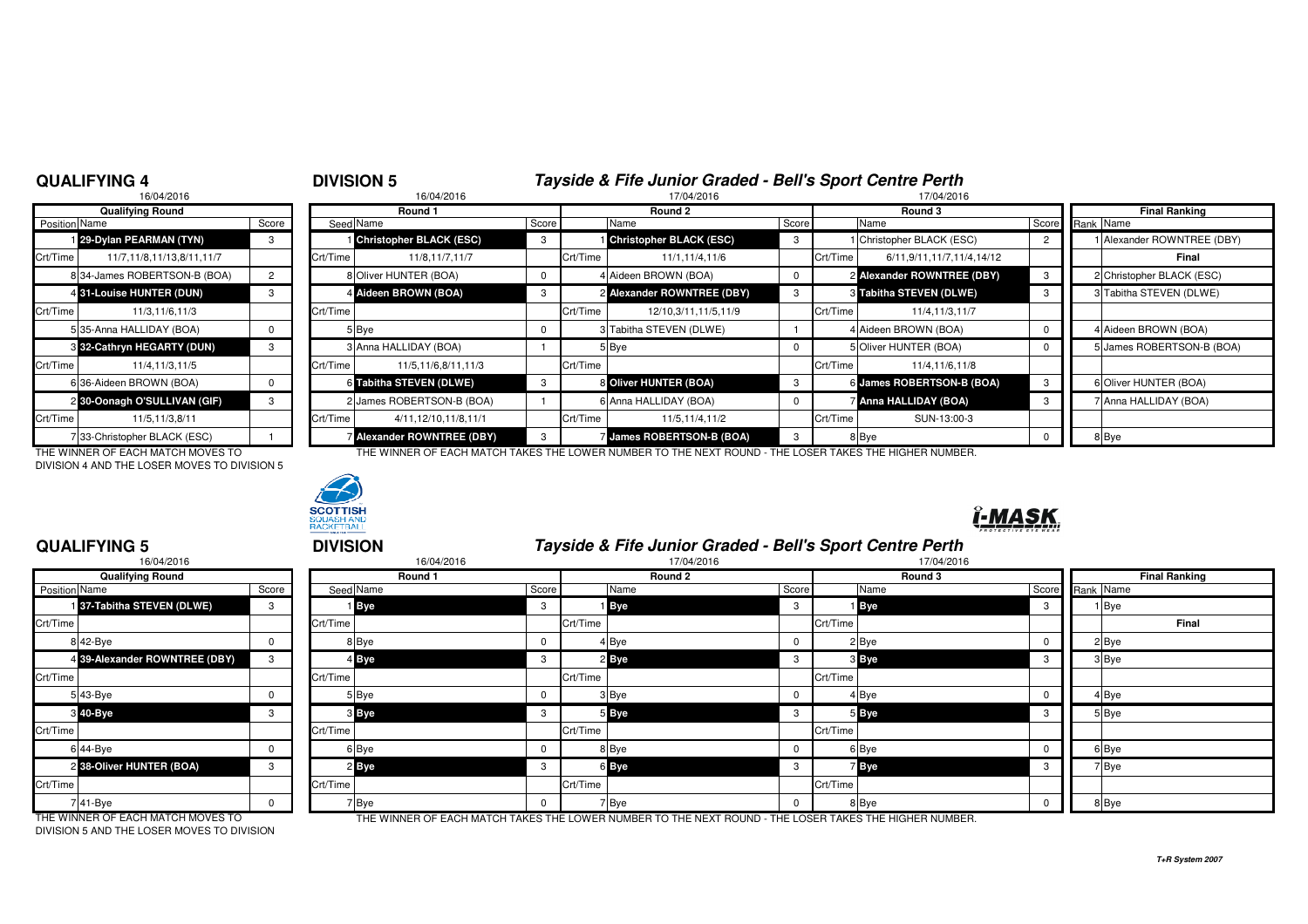## QUALIFYING 4

16/04/2016

| Position | Qualifying Round Name | Score |
|---|---|---|
| 1 | **29-Dylan PEARMAN (TYN)** | 3 |
| Crt/Time | 11/7,11/8,11/13,8/11,11/7 | |
| 8 | 34-James ROBERTSON-B (BOA) | 2 |
| 4 | **31-Louise HUNTER (DUN)** | 3 |
| Crt/Time | 11/3,11/6,11/3 | |
| 5 | 35-Anna HALLIDAY (BOA) | 0 |
| 3 | **32-Cathryn HEGARTY (DUN)** | 3 |
| Crt/Time | 11/4,11/3,11/5 | |
| 6 | 36-Aideen BROWN (BOA) | 0 |
| 2 | **30-Oonagh O'SULLIVAN (GIF)** | 3 |
| Crt/Time | 11/5,11/3,8/11 | |
| 7 | 33-Christopher BLACK (ESC) | 1 |

THE WINNER OF EACH MATCH MOVES TO DIVISION 4 AND THE LOSER MOVES TO DIVISION 5

## DIVISION 5

### *Tayside & Fife Junior Graded - Bell's Sport Centre Perth*

| Seed | Round 1 (16/04/2016) Name | Score | Seed | Round 2 (17/04/2016) Name | Score | Seed | Round 3 (17/04/2016) Name | Score |
|---|---|---|---|---|---|---|---|---|
| 1 | **Christopher BLACK (ESC)** | 3 | 1 | **Christopher BLACK (ESC)** | 3 | 1 | Christopher BLACK (ESC) | 2 |
| Crt/Time | 11/8,11/7,11/7 | | Crt/Time | 11/1,11/4,11/6 | | Crt/Time | 6/11,9/11,11/7,11/4,14/12 | |
| 8 | Oliver HUNTER (BOA) | 0 | 4 | Aideen BROWN (BOA) | 0 | 2 | **Alexander ROWNTREE (DBY)** | 3 |
| 4 | **Aideen BROWN (BOA)** | 3 | 2 | **Alexander ROWNTREE (DBY)** | 3 | 3 | **Tabitha STEVEN (DLWE)** | 3 |
| Crt/Time | | | Crt/Time | 12/10,3/11,11/5,11/9 | | Crt/Time | 11/4,11/3,11/7 | |
| 5 | Bye | 0 | 3 | Tabitha STEVEN (DLWE) | 1 | 4 | Aideen BROWN (BOA) | 0 |
| 3 | Anna HALLIDAY (BOA) | 1 | 5 | Bye | 0 | 5 | Oliver HUNTER (BOA) | 0 |
| Crt/Time | 11/5,11/6,8/11,11/3 | | Crt/Time | | | Crt/Time | 11/4,11/6,11/8 | |
| 6 | **Tabitha STEVEN (DLWE)** | 3 | 8 | **Oliver HUNTER (BOA)** | 3 | 6 | **James ROBERTSON-B (BOA)** | 3 |
| 2 | James ROBERTSON-B (BOA) | 1 | 6 | Anna HALLIDAY (BOA) | 0 | 7 | **Anna HALLIDAY (BOA)** | 3 |
| Crt/Time | 4/11,12/10,11/8,11/1 | | Crt/Time | 11/5,11/4,11/2 | | Crt/Time | SUN-13:00-3 | |
| 7 | **Alexander ROWNTREE (DBY)** | 3 | 7 | **James ROBERTSON-B (BOA)** | 3 | 8 | Bye | 0 |

| Rank | Final Ranking Name |
|---|---|
| 1 | Alexander ROWNTREE (DBY) |
| | **Final** |
| 2 | Christopher BLACK (ESC) |
| 3 | Tabitha STEVEN (DLWE) |
| 4 | Aideen BROWN (BOA) |
| 5 | James ROBERTSON-B (BOA) |
| 6 | Oliver HUNTER (BOA) |
| 7 | Anna HALLIDAY (BOA) |
| 8 | Bye |

THE WINNER OF EACH MATCH TAKES THE LOWER NUMBER TO THE NEXT ROUND - THE LOSER TAKES THE HIGHER NUMBER.

## QUALIFYING 5

16/04/2016

| Position | Qualifying Round Name | Score |
|---|---|---|
| 1 | **37-Tabitha STEVEN (DLWE)** | 3 |
| Crt/Time | | |
| 8 | 42-Bye | 0 |
| 4 | **39-Alexander ROWNTREE (DBY)** | 3 |
| Crt/Time | | |
| 5 | 43-Bye | 0 |
| 3 | **40-Bye** | 3 |
| Crt/Time | | |
| 6 | 44-Bye | 0 |
| 2 | **38-Oliver HUNTER (BOA)** | 3 |
| Crt/Time | | |
| 7 | 41-Bye | 0 |

THE WINNER OF EACH MATCH MOVES TO DIVISION 5 AND THE LOSER MOVES TO DIVISION

## DIVISION

### *Tayside & Fife Junior Graded - Bell's Sport Centre Perth*

| Seed | Round 1 (16/04/2016) Name | Score | Seed | Round 2 (17/04/2016) Name | Score | Seed | Round 3 (17/04/2016) Name | Score |
|---|---|---|---|---|---|---|---|---|
| 1 | **Bye** | 3 | 1 | **Bye** | 3 | 1 | **Bye** | 3 |
| Crt/Time | | | Crt/Time | | | Crt/Time | | |
| 8 | Bye | 0 | 4 | Bye | 0 | 2 | Bye | 0 |
| 4 | **Bye** | 3 | 2 | **Bye** | 3 | 3 | **Bye** | 3 |
| Crt/Time | | | Crt/Time | | | Crt/Time | | |
| 5 | Bye | 0 | 3 | Bye | 0 | 4 | Bye | 0 |
| 3 | **Bye** | 3 | 5 | **Bye** | 3 | 5 | **Bye** | 3 |
| Crt/Time | | | Crt/Time | | | Crt/Time | | |
| 6 | Bye | 0 | 8 | Bye | 0 | 6 | Bye | 0 |
| 2 | **Bye** | 3 | 6 | **Bye** | 3 | 7 | **Bye** | 3 |
| Crt/Time | | | Crt/Time | | | Crt/Time | | |
| 7 | Bye | 0 | 7 | Bye | 0 | 8 | Bye | 0 |

| Rank | Final Ranking Name |
|---|---|
| 1 | Bye |
| | **Final** |
| 2 | Bye |
| 3 | Bye |
| 4 | Bye |
| 5 | Bye |
| 6 | Bye |
| 7 | Bye |
| 8 | Bye |

THE WINNER OF EACH MATCH TAKES THE LOWER NUMBER TO THE NEXT ROUND - THE LOSER TAKES THE HIGHER NUMBER.

T+R System 2007